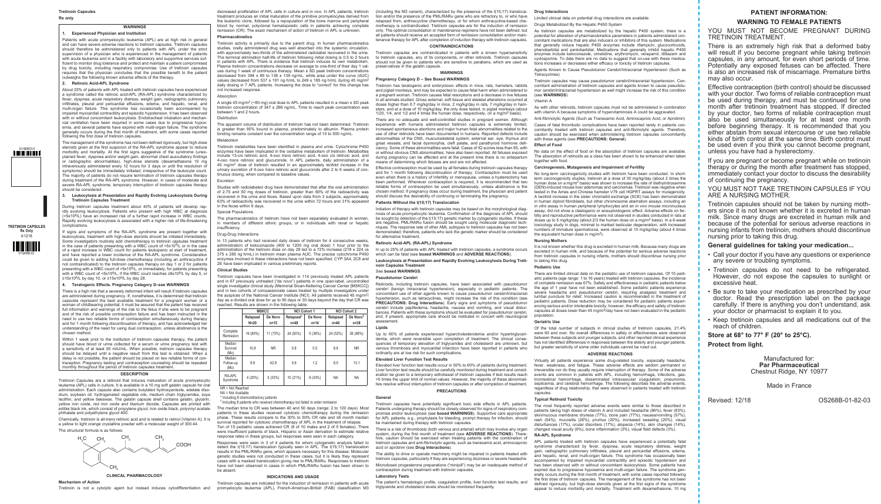# Tretinoin Capsules

**Rx only**

## WARNINGS

### 1. Experienced Physician and Institution

Patients with acute promyelocytic leukemia (APL) are at high risk in general and can have severe adverse reactions to tretinoin capsules. Tretinoin capsules should therefore be administered only to patients with APL under the strict supervision of a physician who is experienced in the management of patients with acute leukemia and in a facility with laboratory and supportive services sufficient to monitor drug tolerance and protect and maintain a patient compromised by drug toxicity, including respiratory compromise. Use of tretinoin capsules requires that the physician concludes that the possible benefit to the patient outweighs the following known adverse effects of the therapy.

### 2. Retinoic Acid-APL Syndrome

About 25% of patients with APL treated with tretinoin capsules have experienced a syndrome called the retinoic acid-APL (RA-APL) syndrome characterized by fever, dyspnea, acute respiratory distress, weight gain, radiographic pulmonary infiltrates, pleural and pericardial effusions, edema, and hepatic, renal, and multi-organ failure. This syndrome has occasionally been accompanied by impaired myocardial contractility and episodic hypotension. It has been observed with or without concomitant leukocytosis. Endotracheal intubation and mechanical ventilation have been required in some cases due to progressive hypoxemia, and several patients have expired with multi-organ failure. The syndrome generally occurs during the first month of treatment, with some cases reported following the first dose of tretinoin capsules.

The management of the syndrome has not been defined rigorously, but high-dose steroids given at the first suspicion of the RA-APL syndrome appear to reduce morbidity and mortality. At the first signs suggestive of the syndrome (unexplained fever, dyspnea and/or weight gain, abnormal chest auscultatory findings or radiographic abnormalities), high-dose steroids (dexamethasone 10 mg intravenously administered every 12 hours for 3 days or until the resolution of symptoms) should be immediately initiated, irrespective of the leukocyte count. The majority of patients do not require termination of tretinoin capsules therapy during treatment of the RA-APL syndrome. However, in cases of moderate and severe RA-APL syndrome, temporary interruption of tretinoin capsules therapy should be considered.

### 3. Leukocytosis at Presentation and Rapidly Evolving Leukocytosis During Tretinoin Capsules Treatment

During tretinoin capsules treatment about 40% of patients will develop rapidly evolving leukocytosis. Patients who present with high WBC at diagnosis ($>5x10^9$/L) have an increased risk of a further rapid increase in WBC counts. Rapidly evolving leukocytosis is associated with a higher risk of life-threatening complications.

If signs and symptoms of the RA-APL syndrome are present together with leukocytosis, treatment with high-dose steroids should be initiated immediately. Some investigators routinely add chemotherapy to tretinoin capsules treatment in the case of patients presenting with a WBC count of $>5x10^9$/L or in the case of a rapid increase in WBC count for patients leukopenic at start of treatment, and have reported a lower incidence of the RA-APL syndrome. Consideration could be given to adding full-dose chemotherapy (including an anthracycline if not contraindicated) to the tretinoin capsules therapy on day 1 or 2 for patients presenting with a WBC count of $>5x10^9$/L, or immediately, for patients presenting with a WBC count of $<5x10^9$/L, if the WBC count reaches $\geq6x10^9$/L by day 5, or $\geq10x10^9$/L by day 10, or $\geq15x10^9$/L by day 28.

### 4. Teratogenic Effects. Pregnancy Category D–see WARNINGS

There is a high risk that a severely deformed infant will result if tretinoin capsules are administered during pregnancy. If, nonetheless, it is determined that tretinoin capsules represent the best available treatment for a pregnant woman or a woman of childbearing potential, it must be assured that the patient has received full information and warnings of the risk to the fetus if she were to be pregnant and of the risk of possible contraception failure and has been instructed in the need to use two reliable forms of contraception simultaneously during therapy and for 1 month following discontinuation of therapy, and has acknowledged her understanding of the need for using dual contraception, unless abstinence is the chosen method.

Within 1 week prior to the institution of tretinoin capsules therapy, the patient should have blood or urine collected for a serum or urine pregnancy test with a sensitivity of at least 50 mIU/mL. When possible, tretinoin capsules therapy should be delayed until a negative result from this test is obtained. When a delay is not possible, the patient should be placed on two reliable forms of contraception. Pregnancy testing and contraception counseling should be repeated monthly throughout the period of tretinoin capsules treatment.

## DESCRIPTION

Tretinoin Capsules are a retinoid that induces maturation of acute promyelocytic leukemia (APL) cells in culture. It is available in a 10 mg soft gelatin capsule for oral administration. Each capsule also contains butylated hydroxyanisole, edetate disodium, soybean oil, hydrogenated vegetable oils, medium chain triglycerides, soya lecithin, and yellow beeswax. The gelatin capsule shell contains gelatin, glycerin, yellow iron oxide, red iron oxide and titanium dioxide. Capsules are printed with edible black ink, which consist of propylene glycol, iron oxide black, polyvinyl acetate phthalate and polyethylene glycol 400.

Chemically, tretinoin is all-trans retinoic acid and is related to retinol (Vitamin A). It is a yellow to light orange crystalline powder with a molecular weight of 300.44.

The structural formula is as follows:

## CLINICAL PHARMACOLOGY

### Mechanism of Action

Tretinoin is not a cytolytic agent but instead induces cytodifferentiation and decreased proliferation of APL cells in culture and *in vivo*. In APL patients, tretinoin treatment produces an initial maturation of the primitive promyelocytes derived from the leukemic clone, followed by a repopulation of the bone marrow and peripheral blood by normal, polyclonal hematopoietic cells in patients achieving complete remission (CR). The exact mechanism of action of tretinoin in APL is unknown.

### Pharmacokinetics

Tretinoin activity is primarily due to the parent drug. In human pharmacokinetics studies, orally administered drug was well absorbed into the systemic circulation, with approximately two-thirds of the administered radiolabel recovered in the urine. The terminal elimination half-life of tretinoin following initial dosing is 0.5 to 2 hours in patients with APL. There is evidence that tretinoin induces its own metabolism. Plasma tretinoin concentrations decrease on average to one-third of their day 1 values during 1 week of continuous therapy. Mean ± SD peak tretinoin concentrations decreased from 394 ± 89 to 138 ± 139 ng/mL, while area under the curve (AUC) values decreased from 537 ± 191 ng·h/mL to 249 ± 185 ng·h/mL during 45 mg/$m^2$ daily dosing in 7 APL patients. Increasing the dose to "correct" for this change has not increased response.

#### Absorption

A single 45 mg/$m^2$ (~80 mg) oral dose to APL patients resulted in a mean ± SD peak tretinoin concentration of 347 ± 266 ng/mL. Time to reach peak concentration was between 1 and 2 hours.

#### Distribution

The apparent volume of distribution of tretinoin has not been determined. Tretinoin is greater than 95% bound in plasma, predominately to albumin. Plasma protein binding remains constant over the concentration range of 10 to 500 ng/mL.

#### Metabolism

Tretinoin metabolites have been identified in plasma and urine. Cytochrome P450 enzymes have been implicated in the oxidative metabolism of tretinoin. Metabolites include 13-*cis* retinoic acid, 4-oxo *trans* retinoic acid, 4-oxo *cis* retinoic acid, and 4-oxo *trans* retinoic acid glucuronide. In APL patients, daily administration of a 45 mg/$m^2$ dose of tretinoin resulted in an approximately tenfold increase in the urinary excretion of 4-oxo *trans* retinoic acid glucuronide after 2 to 6 weeks of continuous dosing, when compared to baseline values.

#### Excretion

Studies with radiolabeled drug have demonstrated that after the oral administration of 2.75 and 50 mg doses of tretinoin, greater than 90% of the radioactivity was recovered in the urine and feces. Based upon data from 3 subjects, approximately 63% of radioactivity was recovered in the urine within 72 hours and 31% appeared in the feces within 6 days.

#### Special Populations

The pharmacokinetics of tretinoin have not been separately evaluated in women, in members of different ethnic groups, or in individuals with renal or hepatic insufficiency.

#### Drug-Drug Interactions

In 13 patients who had received daily doses of tretinoin for 4 consecutive weeks, administration of ketoconazole (400 to 1200 mg oral dose) 1 hour prior to the administration of the tretinoin dose on day 29 led to a 72% increase (218 ± 224 vs 375 ± 285 ng·h/mL) in tretinoin mean plasma AUC. The precise cytochrome P450 enzymes involved in these interactions have not been specified; CYP 3A4, 2C8 and 2E have been implicated in various preliminary reports.

### Clinical Studies

Tretinoin capsules have been investigated in 114 previously treated APL patients and in 67 previously untreated ("de novo") patients in one open-label, uncontrolled single investigator clinical study (Memorial Sloan-Kettering Cancer Center [MSKCC]) and in two cohorts of compassionate cases treated by multiple investigators under the auspices of the National Cancer Institute (NCI). All patients received 45 mg/$m^2$/day as a divided oral dose for up to 90 days or 30 days beyond the day that CR was reached. Results are shown in the following table:

| | MSKCC | | NCI Cohort 1 | | NCI Cohort 2 | |
|---|---|---|---|---|---|---|
| | Relapsed N=20 | De Novo n=15 | Relapsed* n=48 | De Novo n=14 | Relapsed n=46 | De Novo† n=38 |
| Complete Remission | 16 (80%) | 11 (73%) | 24 (50%) | 5 (36%) | 24 (52%) | 26 (68%) |
| Median Survival (Mo) | 10.8 | NR | 5.8 | 0.5 | 8.8 | NR |
| Median Follow-up (Mo) | 9.9 | 42.9 | 5.6 | 1.2 | 8.0 | 13.1 |
| RA-APL Syndrome | 4 (20%) | 5 (33%) | 10 (21%) | 6 (43%) | NA | NA |

NR = Not Reached
NA = Not Available
\* Including 9 chemorefractory patients
† Including 8 patients who received chemotherapy but failed to enter remission

The median time to CR was between 40 and 50 days (range: 2 to 120 days). Most patients in these studies received cytotoxic chemotherapy during the remission phase. These results compare to the 30% to 50% CR rate and ≤6 month median survival reported for cytotoxic chemotherapy of APL in the treatment of relapse.

Ten of 15 pediatric cases achieved CR (8 of 10 males and 2 of 5 females). There were insufficient patients of black, Hispanic or Asian derivation to estimate relative response rates in these groups, but responses were seen in each category.

Responses were seen in 3 of 4 patients for whom cytogenetic analysis failed to detect the t(15;17) translocation typically seen in APL. The t(15;17) translocation results in the PML/RARα gene, which appears necessary for this disease. Molecular genetic studies were not conducted in these cases, but it is likely they represent cases with a masked translocation giving rise to PML/RARα. Responses to tretinoin have not been observed in cases in which PML/RARα fusion has been shown to be absent.

## INDICATIONS AND USAGE

Tretinoin capsules are indicated for the induction of remission in patients with acute promyelocytic leukemia (APL), French-American-British (FAB) classification M3 (including the M3 variant), characterized by the presence of the t(15;17) translocation and/or the presence of the PML/RARα gene who are refractory to, or who have relapsed from, anthracycline chemotherapy, or for whom anthracycline-based chemotherapy is contraindicated. Tretinoin capsules are for the induction of remission only. The optimal consolidation or maintenance regimens have not been defined, but all patients should receive an accepted form of remission consolidation and/or maintenance therapy for APL after completion of induction therapy with tretinoin capsules.

## CONTRAINDICATIONS

Tretinoin capsules are contraindicated in patients with a known hypersensitivity to tretinoin capsules, any of its components, or other retinoids. Tretinoin capsules should not be given to patients who are sensitive to parabens, which are used as preservatives in the gelatin capsule.

## WARNINGS

### Pregnancy Category D – See Boxed WARNINGS

Tretinoin has teratogenic and embryotoxic effects in mice, rats, hamsters, rabbits and pigtail monkeys, and may be expected to cause fetal harm when administered to a pregnant woman. Tretinoin causes fetal resorptions and a decrease in live fetuses in all animals studied. Gross external, soft tissue and skeletal alterations occurred at doses higher than 0.7 mg/kg/day in mice, 2 mg/kg/day in rats, 7 mg/kg/day in hamsters, and at a dose of 10 mg/kg/day, the only dose tested, in pigtail monkeys (about 1/20, 1/4, and 1/2 and 4 times the human dose, respectively, on a mg/$m^2$ basis).

There are no adequate and well-controlled studies in pregnant women. Although experience with humans administered tretinoin capsules is extremely limited, increased spontaneous abortions and major human fetal abnormalities related to the use of other retinoids have been documented in humans. Reported defects include abnormalities of the CNS, musculoskeletal system, external ear, eye, thymus and great vessels; and facial dysmorphia, cleft palate, and parathyroid hormone deficiency. Some of these abnormalities were fatal. Cases of IQ scores less than 85, with or without obvious CNS abnormalities, have also been reported. All fetuses exposed during pregnancy can be affected and at the present time there is no antepartum means of determining which fetuses are and are not affected.

Effective contraception must be used by all females during tretinoin capsules therapy and for 1 month following discontinuation of therapy. Contraception must be used even when there is a history of infertility or menopause, unless a hysterectomy has been performed. Whenever contraception is required, it is recommended that two reliable forms of contraception be used simultaneously, unless abstinence is the chosen method. If pregnancy does occur during treatment, the physician and patient should discuss the desirability of continuing or terminating the pregnancy.

### Patients Without the t(15;17) Translocation

Initiation of therapy with tretinoin capsules may be based on the morphological diagnosis of acute promyelocytic leukemia. Confirmation of the diagnosis of APL should be sought by detection of the t(15;17) genetic marker by cytogenetic studies. If these are negative, PML/RARα fusion should be sought using molecular diagnostic techniques. The response rate of other AML subtypes to tretinoin capsules has not been demonstrated; therefore, patients who lack the genetic marker should be considered for alternative treatment.

### Retinoic Acid-APL (RA-APL) Syndrome

In up to 25% of patients with APL treated with tretinoin capsules, a syndrome occurs which can be fatal (see **boxed WARNINGS** and **ADVERSE REACTIONS**).

### Leukocytosis at Presentation and Rapidly Evolving Leukocytosis During Tretinoin Capsules Treatment

See **boxed WARNINGS**.

### Pseudotumor Cerebri

Retinoids, including tretinoin capsules, have been associated with pseudotumor cerebri (benign intracranial hypertension), especially in pediatric patients. The concomitant use of other agents known to cause pseudotumor cerebri/intracranial hypertension, such as tetracyclines, might increase the risk of this condition (see **PRECAUTIONS: Drug Interactions**). Early signs and symptoms of pseudotumor cerebri include papilledema, headache, nausea and vomiting, and visual disturbances. Patients with these symptoms should be evaluated for pseudotumor cerebri, and, if present, appropriate care should be instituted in concert with neurological assessment.

### Lipids

Up to 60% of patients experienced hypercholesterolemia and/or hypertriglyceridemia, which were reversible upon completion of treatment. The clinical consequences of temporary elevation of triglycerides and cholesterol are unknown, but venous thrombosis and myocardial infarction have been reported in patients who ordinarily are at low risk for such complications.

### Elevated Liver Function Test Results

Elevated liver function test results occur in 50% to 60% of patients during treatment. Liver function test results should be carefully monitored during treatment and consideration be given to a temporary withdrawal of tretinoin capsules if test results reach >5 times the upper limit of normal values. However, the majority of these abnormalities resolve without interruption of tretinoin capsules or after completion of treatment.

## PRECAUTIONS

### General

Tretinoin capsules have potentially significant toxic side effects in APL patients. Patients undergoing therapy should be closely observed for signs of respiratory compromise and/or leukocytosis (see **boxed WARNINGS**). Supportive care appropriate for APL patients, e.g., prophylaxis for bleeding, prompt therapy for infection, should be maintained during therapy with tretinoin capsules.

There is a risk of thrombosis (both venous and arterial) which may involve any organ system, during the first month of treatment (see **ADVERSE REACTIONS**). Therefore, caution should be exercised when treating patients with the combination of tretinoin capsules and anti-fibrinolytic agents, such as tranexamic acid, aminocaproic acid or aprotinin (see **Drug Interactions**).

The ability to drive or operate machinery might be impaired in patients treated with tretinoin capsules, particularly if they are experiencing dizziness or severe headache.

Microdosed progesterone preparations ("minipill") may be an inadequate method of contraception during treatment with tretinoin capsules.

### Laboratory Tests

The patient's hematologic profile, coagulation profile, liver function test results, and triglyceride and cholesterol levels should be monitored frequently.

### Drug Interactions

Limited clinical data on potential drug interactions are available.

Drugs Metabolized By the Hepatic P450 System

As tretinoin capsules are metabolized by the hepatic P450 system, there is a potential for alteration of pharmacokinetics parameters in patients administered concomitant medications that are also inducers or inhibitors of this system. Medications that generally induce hepatic P450 enzymes include rifampicin, glucocorticoids, phenobarbital and pentobarbital. Medications that generally inhibit hepatic P450 enzymes include ketoconazole, cimetidine, erythromycin, verapamil, diltiazem and cyclosporine. To date there are no data to suggest that co-use with these medications increases or decreases either efficacy or toxicity of tretinoin capsules.

Agents Known to Cause Pseudotumor Cerebri/Intracranial Hypertension (Such as Tetracyclines)

Tretinoin capsules may cause pseudotumor cerebri/intracranial hypertension. Concomitant administration of tretinoin capsules and agents known to cause pseudotumor cerebri/intracranial hypertension as well might increase the risk of this condition (see **WARNINGS**).

Vitamin A

As with other retinoids, tretinoin capsules must not be administered in combination with vitamin A because symptoms of hypervitaminosis A could be aggravated.

Anti-fibrinolytic Agents (Such as Tranexamic Acid, Aminocaproic Acid, or Aprotinin)

Cases of fatal thrombotic complications have been reported rarely in patients concomitantly treated with tretinoin capsules and anti-fibrinolytic agents. Therefore, caution should be exercised when administering tretinoin capsules concomitantly with these agents (see **PRECAUTIONS: General**).

### Effect of Food

No data on the effect of food on the absorption of tretinoin capsules are available. The absorption of retinoids as a class has been shown to be enhanced when taken together with food.

### Carcinogenesis, Mutagenesis and Impairment of Fertility

No long-term carcinogenicity studies with tretinoin have been conducted. In short-term carcinogenicity studies, tretinoin at a dose of 30 mg/kg/day (about 2 times the human dose on a mg/$m^2$ basis) was shown to increase the rate of diethylnitrosamine (DEN)-induced mouse liver adenomas and carcinomas. Tretinoin was negative when tested in the Ames and Chinese hamster V79 cell HGPRT assays for mutagenicity. A twofold increase in the sister chromatid exchange (SCE) has been demonstrated in human diploid fibroblasts, but other chromosome aberration assays, including an *in vitro* assay in human peripheral lymphocytes and an *in vivo* mouse micronucleus assay, did not show a clastogenic or aneuploidogenic effect. Adverse effects on fertility and reproductive performance were not observed in studies conducted in rats at doses up to 5 mg/kg/day (about 2/3 the human dose on a mg/$m^2$ basis). In a 6-week toxicology study in dogs, minimal to marked testicular degeneration, with increased numbers of immature spermatozoa, were observed at 10 mg/kg/day (about 4 times the equivalent human dose in mg/$m^2$).

### Nursing Mothers

It is not known whether this drug is excreted in human milk. Because many drugs are excreted in human milk, and because of the potential for serious adverse reactions from tretinoin capsules in nursing infants, mothers should discontinue nursing prior to taking this drug.

### Pediatric Use

There are limited clinical data on the pediatric use of tretinoin capsules. Of 15 pediatric patients (age range: 1 to 16 years) treated with tretinoin capsules, the incidence of complete remission was 67%. Safety and effectiveness in pediatric patients below the age of 1 year have not been established. Some pediatric patients experience severe headache and pseudotumor cerebri, requiring analgesic treatment and lumbar puncture for relief. Increased caution is recommended in the treatment of pediatric patients. Dose reduction may be considered for pediatric patients experiencing serious and/or intolerable toxicity; however, the efficacy and safety of tretinoin capsules at doses lower than 45 mg/$m^2$/day have not been evaluated in the pediatric population.

### Geriatric Use

Of the total number of subjects in clinical studies of tretinoin capsules, 21.4% were 60 and over. No overall differences in safety or effectiveness were observed between these subjects and younger subjects, and other reported clinical experience has not identified differences in responses between the elderly and younger patients, but greater sensitivity of some older individuals cannot be ruled out.

## ADVERSE REACTIONS

Virtually all patients experience some drug-related toxicity, especially headache, fever, weakness, and fatigue. These adverse effects are seldom permanent or irreversible nor do they usually require interruption of therapy. Some of the adverse events are common in patients with APL, including hemorrhage, infections, gastrointestinal hemorrhage, disseminated intravascular coagulation, pneumonia, septicemia, and cerebral hemorrhage. The following describes the adverse events, regardless of drug relationship, that were observed in patients treated with tretinoin capsules.

### Typical Retinoid Toxicity

The most frequently reported adverse events were similar to those described in patients taking high doses of vitamin A and included headache (86%), fever (83%), skin/mucous membrane dryness (77%), bone pain (77%), nausea/vomiting (57%), rash (54%), mucositis (26%), pruritus (20%), increased sweating (20%), visual disturbances (17%), ocular disorders (17%), alopecia (14%), skin changes (14%), changed visual acuity (6%), bone inflammation (3%), visual field defects (3%).

### RA-APL Syndrome

APL patients treated with tretinoin capsules have experienced a potentially fatal syndrome characterized by fever, dyspnea, acute respiratory distress, weight gain, radiographic pulmonary infiltrates, pleural and pericardial effusions, edema, and hepatic, renal, and multi-organ failure. This syndrome has occasionally been accompanied by impaired myocardial contractility and episodic hypotension and has been observed with or without concomitant leukocytosis. Some patients have expired due to progressive hypoxemia and multi-organ failure. The syndrome generally occurs during the first month of treatment, with some cases reported following the first dose of tretinoin capsules. The management of the syndrome has not been defined rigorously, but high-dose steroids given at the first signs of the syndrome appear to reduce morbidity and mortality. Treatment with dexamethasone, 10 mg

# PATIENT INFORMATION:

## WARNING TO FEMALE PATIENTS

YOU MUST NOT BECOME PREGNANT DURING TRETINOIN TREATMENT.

There is an extremely high risk that a deformed baby will result if you become pregnant while taking tretinoin capsules, in any amount, for even short periods of time. Potentially any exposed fetuses can be affected. There is also an increased risk of miscarriage. Premature births may also occur.

Effective contraception (birth control) should be discussed with your doctor. Two forms of reliable contraception must be used during therapy, and must be continued for one month after tretinoin treatment has stopped. If directed by your doctor, two forms of reliable contraception must also be used simultaneously for at least one month before beginning therapy. It is recommended that you either abstain from sexual intercourse or use two reliable kinds of birth control at the same time. Birth control must be used even if you think you cannot become pregnant, unless you have had a hysterectomy.

If you are pregnant or become pregnant while on tretinoin therapy or during the month after treatment has stopped, immediately contact your doctor to discuss the desirability of continuing the pregnancy.

YOU MUST NOT TAKE TRETINOIN CAPSULES IF YOU ARE A NURSING MOTHER.

Tretinoin capsules should not be taken by nursing mothers since it is not known whether it is excreted in human milk. Since many drugs are excreted in human milk and because of the potential for serious adverse reactions in nursing infants from tretinoin, mothers should discontinue nursing prior to taking this drug.

### General guidelines for taking your medication...

- Call your doctor if you have any questions or experience any severe or troubling symptoms.
- Tretinoin capsules do not need to be refrigerated. However, do not expose the capsules to sunlight or excessive heat.
- Be sure to take your medication as prescribed by your doctor. Read the prescription label on the package carefully. If there is anything you don't understand, ask your doctor or pharmacist to explain it to you.
- Keep tretinoin capsules and all medications out of the reach of children.

**Store at 68° to 77° F (20° to 25°C).**

**Protect from light.**

Manufactured for:
**Par Pharmaceutical**
Chestnut Ridge, NY 10977

Made in France

Revised: 12/18

OS268B-01-82-03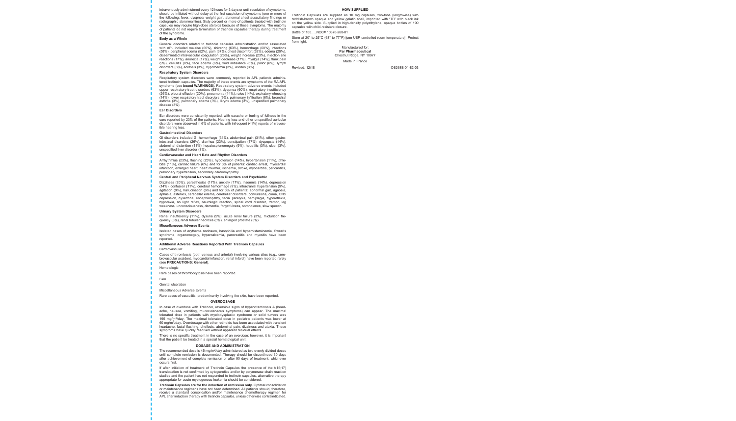intravenously administered every 12 hours for 3 days or until resolution of symptoms, should be initiated without delay at the first suspicion of symptoms (one or more of the following: fever, dyspnea, weight gain, abnormal chest auscultatory findings or radiographic abnormalities). Sixty percent or more of patients treated with tretinoin capsules may require high-dose steroids because of these symptoms. The majority of patients do not require termination of tretinoin capsules therapy during treatment of the syndrome.

### Body as a Whole

General disorders related to tretinoin capsules administration and/or associated with APL included malaise (66%), shivering (63%), hemorrhage (60%), infections (58%), peripheral edema (52%), pain (37%), chest discomfort (32%), edema (29%), disseminated intravascular coagulation (26%), weight increase (23%), injection site reactions (17%), anorexia (17%), weight decrease (17%), myalgia (14%), flank pain (9%), cellulitis (8%), face edema (6%), fluid imbalance (6%), pallor (6%), lymph disorders (6%), acidosis (3%), hypothermia (3%), ascites (3%).

### Respiratory System Disorders

Respiratory system disorders were commonly reported in APL patients administered tretinoin capsules. The majority of these events are symptoms of the RA-APL syndrome (see **boxed WARNINGS**). Respiratory system adverse events included upper respiratory tract disorders (63%), dyspnea (60%), respiratory insufficiency (26%), pleural effusion (20%), pneumonia (14%), rales (14%), expiratory wheezing (14%), lower respiratory tract disorders (9%), pulmonary infiltration (6%), bronchial asthma (3%), pulmonary edema (3%), larynx edema (3%), unspecified pulmonary disease (3%).

### Ear Disorders

Ear disorders were consistently reported, with earache or feeling of fullness in the ears reported by 23% of the patients. Hearing loss and other unspecified auricular disorders were observed in 6% of patients, with infrequent (<1%) reports of irreversible hearing loss.

### Gastrointestinal Disorders

GI disorders included GI hemorrhage (34%), abdominal pain (31%), other gastrointestinal disorders (26%), diarrhea (23%), constipation (17%), dyspepsia (14%), abdominal distention (11%), hepatosplenomegaly (9%), hepatitis (3%), ulcer (3%), unspecified liver disorder (3%).

### Cardiovascular and Heart Rate and Rhythm Disorders

Arrhythmias (23%), flushing (23%), hypotension (14%), hypertension (11%), phlebitis (11%), cardiac failure (6%) and for 3% of patients: cardiac arrest, myocardial infarction, enlarged heart, heart murmur, ischemia, stroke, myocarditis, pericarditis, pulmonary hypertension, secondary cardiomyopathy.

### Central and Peripheral Nervous System Disorders and Psychiatric

Dizziness (20%), paresthesias (17%), anxiety (17%), insomnia (14%), depression (14%), confusion (11%), cerebral hemorrhage (9%), intracranial hypertension (9%), agitation (9%), hallucination (6%) and for 3% of patients: abnormal gait, agnosia, aphasia, asterixis, cerebellar edema, cerebellar disorders, convulsions, coma, CNS depression, dysarthria, encephalopathy, facial paralysis, hemiplegia, hyporeflexia, hypotaxia, no light reflex, neurologic reaction, spinal cord disorder, tremor, leg weakness, unconsciousness, dementia, forgetfulness, somnolence, slow speech.

### Urinary System Disorders

Renal insufficiency (11%), dysuria (9%), acute renal failure (3%), micturition frequency (3%), renal tubular necrosis (3%), enlarged prostate (3%).

### Miscellaneous Adverse Events

Isolated cases of erythema nodosum, basophilia and hyperhistaminemia, Sweet's syndrome, organomegaly, hypercalcemia, pancreatitis and myositis have been reported.

### Additional Adverse Reactions Reported With Tretinoin Capsules

Cardiovascular

Cases of thrombosis (both venous and arterial) involving various sites (e.g., cerebrovascular accident, myocardial infarction, renal infarct) have been reported rarely (see **PRECAUTIONS: General**).

Hematologic

Rare cases of thrombocytosis have been reported.

Skin

Genital ulceration

Miscellaneous Adverse Events

Rare cases of vasculitis, predominantly involving the skin, have been reported.

## OVERDOSAGE

In case of overdose with Tretinoin, reversible signs of hypervitaminosis A (headache, nausea, vomiting, mucocutaneous symptoms) can appear. The maximal tolerated dose in patients with myelodysplastic syndrome or solid tumors was 195 mg/m$^2$/day. The maximal tolerated dose in pediatric patients was lower at 60 mg/m$^2$/day. Overdosage with other retinoids has been associated with transient headache, facial flushing, cheilosis, abdominal pain, dizziness and ataxia. These symptoms have quickly resolved without apparent residual effects.

There is no specific treatment in the case of an overdose; however, it is important that the patient be treated in a special hematological unit.

## DOSAGE AND ADMINISTRATION

The recommended dose is 45 mg/m$^2$/day administered as two evenly divided doses until complete remission is documented. Therapy should be discontinued 30 days after achievement of complete remission or after 90 days of treatment, whichever occurs first.

If after initiation of treatment of Tretinoin Capsules the presence of the t(15;17) translocation is not confirmed by cytogenetics and/or by polymerase chain reaction studies and the patient has not responded to tretinoin capsules, alternative therapy appropriate for acute myelogenous leukemia should be considered.

**Tretinoin Capsules are for the induction of remission only.** Optimal consolidation or maintenance regimens have not been determined. All patients should, therefore, receive a standard consolidation and/or maintenance chemotherapy regimen for APL after induction therapy with tretinoin capsules, unless otherwise contraindicated.

## HOW SUPPLIED

Tretinoin Capsules are supplied as 10 mg capsules, two-tone (lengthwise) with reddish-brown opaque and yellow gelatin shell, imprinted with "TR" with black ink on the yellow side. Supplied in high-density polyethylene, opaque bottles of 100 capsules with child-resistant closure.

Bottle of 100.....NDC# 10370-268-01

Store at 20° to 25°C (68° to 77°F) [see USP controlled room temperature]. Protect from light.

Manufactured for:
**Par Pharmaceutical**
Chestnut Ridge, NY 10977

Made in France

Revised: 12/18

OS268B-01-82-03